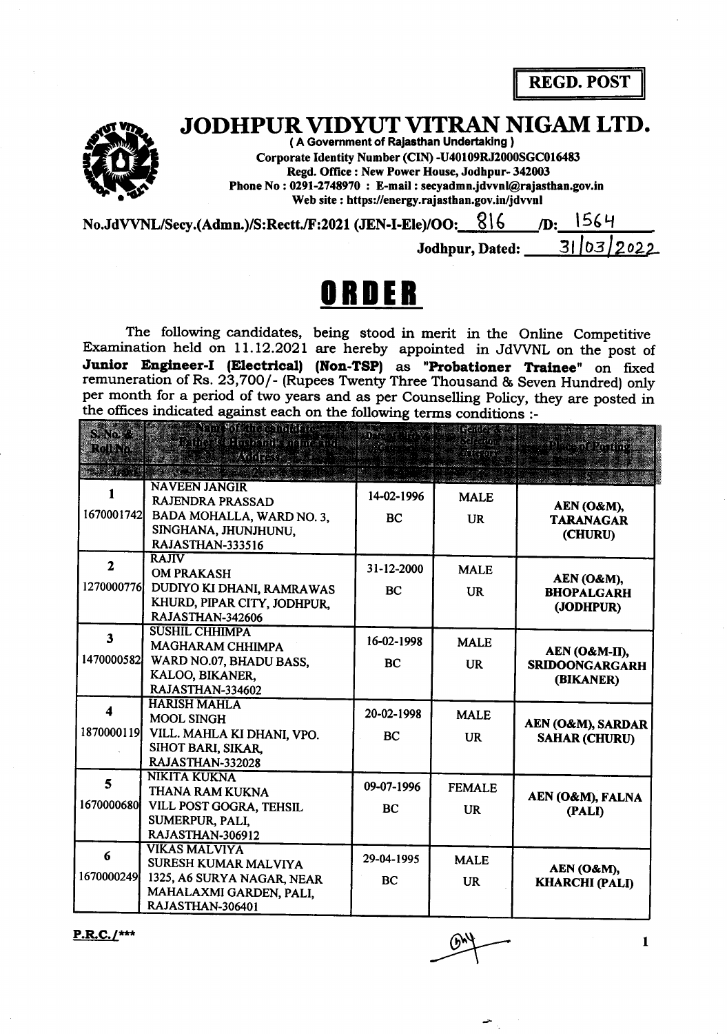**REGD. POST**

# JODHPUR VIDYUT VITRAN NIGAM LTD.

( A Government of Rajasthan Undertaking )
Corporate Identity Number (CIN) -U40109RJ2000SGC016483
Regd. Office : New Power House, Jodhpur- 342003
Phone No : 0291-2748970 : E-mail : secyadmn.jdvvnl@rajasthan.gov.in
Web site : https://energy.rajasthan.gov.in/jdvvnl

No.JdVVNL/Secy.(Admn.)/S:Rectt./F:2021 (JEN-I-Ele)/OO: 816 /D: 1564

Jodhpur, Dated: 31/03/2022

# ORDER

The following candidates, being stood in merit in the Online Competitive Examination held on 11.12.2021 are hereby appointed in JdVVNL on the post of **Junior Engineer-I (Electrical) (Non-TSP)** as **"Probationer Trainee"** on fixed remuneration of Rs. 23,700/- (Rupees Twenty Three Thousand & Seven Hundred) only per month for a period of two years and as per Counselling Policy, they are posted in the offices indicated against each on the following terms conditions :-

| S.No. & Roll No. | Name of the candidate, Father's/Husband's name and Address | Date of Birth & Category | Gender & Selection Category | Place of Posting |
|---|---|---|---|---|
| 1 | 2 | 3 | 4 | 5 |
| 1<br>1670001742 | NAVEEN JANGIR<br>RAJENDRA PRASSAD<br>BADA MOHALLA, WARD NO. 3, SINGHANA, JHUNJHUNU, RAJASTHAN-333516 | 14-02-1996<br>BC | MALE<br>UR | AEN (O&M), TARANAGAR (CHURU) |
| 2<br>1270000776 | RAJIV<br>OM PRAKASH<br>DUDIYO KI DHANI, RAMRAWAS KHURD, PIPAR CITY, JODHPUR, RAJASTHAN-342606 | 31-12-2000<br>BC | MALE<br>UR | AEN (O&M), BHOPALGARH (JODHPUR) |
| 3<br>1470000582 | SUSHIL CHHIMPA<br>MAGHARAM CHHIMPA<br>WARD NO.07, BHADU BASS, KALOO, BIKANER, RAJASTHAN-334602 | 16-02-1998<br>BC | MALE<br>UR | AEN (O&M-II), SRIDOONGARGARH (BIKANER) |
| 4<br>1870000119 | HARISH MAHLA<br>MOOL SINGH<br>VILL. MAHLA KI DHANI, VPO. SIHOT BARI, SIKAR, RAJASTHAN-332028 | 20-02-1998<br>BC | MALE<br>UR | AEN (O&M), SARDAR SAHAR (CHURU) |
| 5<br>1670000680 | NIKITA KUKNA<br>THANA RAM KUKNA<br>VILL POST GOGRA, TEHSIL SUMERPUR, PALI, RAJASTHAN-306912 | 09-07-1996<br>BC | FEMALE<br>UR | AEN (O&M), FALNA (PALI) |
| 6<br>1670000249 | VIKAS MALVIYA<br>SURESH KUMAR MALVIYA<br>1325, A6 SURYA NAGAR, NEAR MAHALAXMI GARDEN, PALI, RAJASTHAN-306401 | 29-04-1995<br>BC | MALE<br>UR | AEN (O&M), KHARCHI (PALI) |

**P.R.C./*****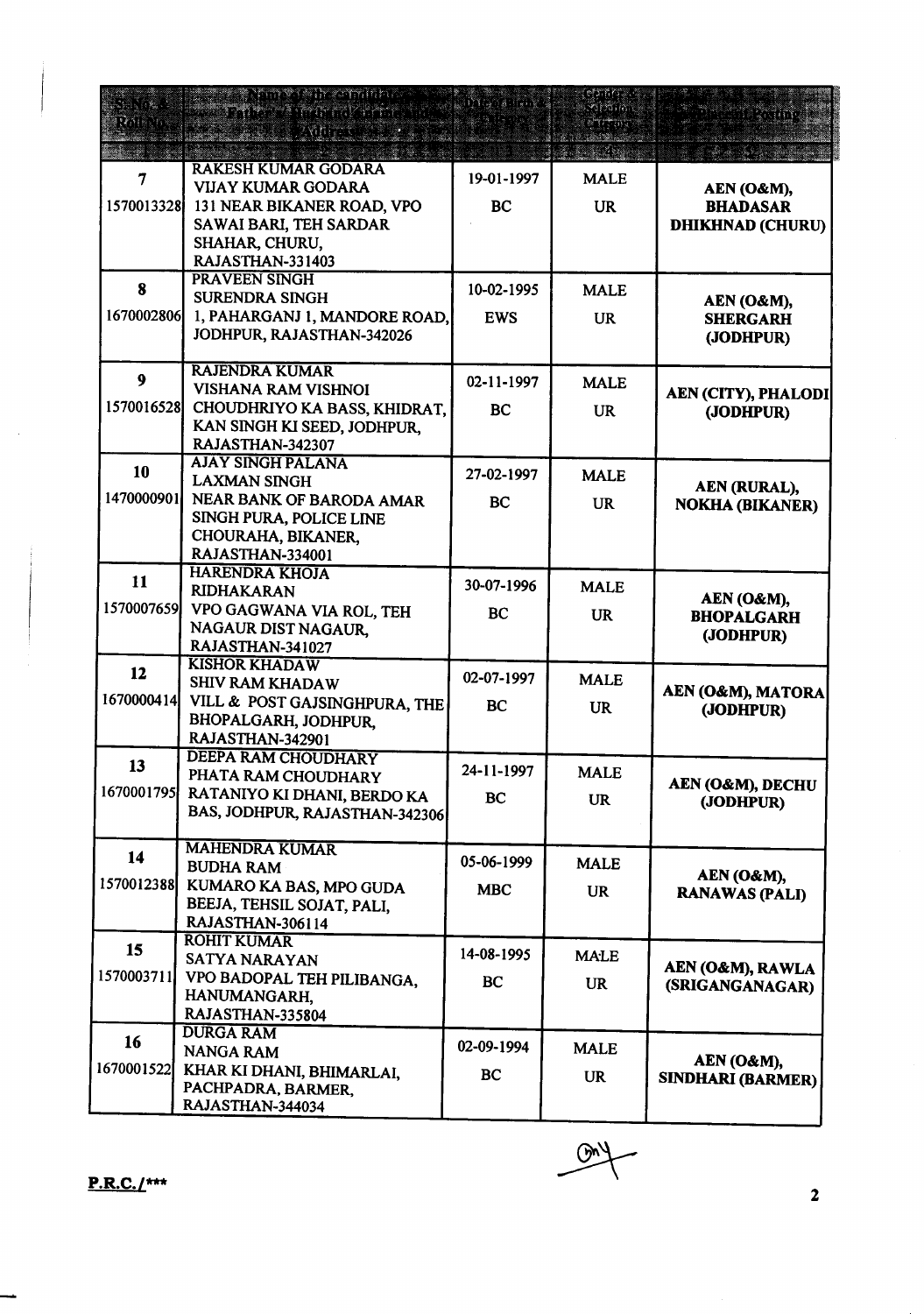| S. No. & Roll No. | Name of the candidate, Father's/Husband's name and Address | Date of Birth & Category | Gender & Selection Category | Place of Posting |
|---|---|---|---|---|
| 1 | 2 | 3 | 4 | 5 |
| 7<br>1570013328 | RAKESH KUMAR GODARA<br>VIJAY KUMAR GODARA<br>131 NEAR BIKANER ROAD, VPO SAWAI BARI, TEH SARDAR SHAHAR, CHURU, RAJASTHAN-331403 | 19-01-1997<br>BC | MALE<br>UR | AEN (O&M), BHADASAR DHIKHNAD (CHURU) |
| 8<br>1670002806 | PRAVEEN SINGH<br>SURENDRA SINGH<br>1, PAHARGANJ 1, MANDORE ROAD, JODHPUR, RAJASTHAN-342026 | 10-02-1995<br>EWS | MALE<br>UR | AEN (O&M), SHERGARH (JODHPUR) |
| 9<br>1570016528 | RAJENDRA KUMAR<br>VISHANA RAM VISHNOI<br>CHOUDHRIYO KA BASS, KHIDRAT, KAN SINGH KI SEED, JODHPUR, RAJASTHAN-342307 | 02-11-1997<br>BC | MALE<br>UR | AEN (CITY), PHALODI (JODHPUR) |
| 10<br>1470000901 | AJAY SINGH PALANA<br>LAXMAN SINGH<br>NEAR BANK OF BARODA AMAR SINGH PURA, POLICE LINE CHOURAHA, BIKANER, RAJASTHAN-334001 | 27-02-1997<br>BC | MALE<br>UR | AEN (RURAL), NOKHA (BIKANER) |
| 11<br>1570007659 | HARENDRA KHOJA<br>RIDHAKARAN<br>VPO GAGWANA VIA ROL, TEH NAGAUR DIST NAGAUR, RAJASTHAN-341027 | 30-07-1996<br>BC | MALE<br>UR | AEN (O&M), BHOPALGARH (JODHPUR) |
| 12<br>1670000414 | KISHOR KHADAW<br>SHIV RAM KHADAW<br>VILL & POST GAJSINGHPURA, THE BHOPALGARH, JODHPUR, RAJASTHAN-342901 | 02-07-1997<br>BC | MALE<br>UR | AEN (O&M), MATORA (JODHPUR) |
| 13<br>1670001795 | DEEPA RAM CHOUDHARY<br>PHATA RAM CHOUDHARY<br>RATANIYO KI DHANI, BERDO KA BAS, JODHPUR, RAJASTHAN-342306 | 24-11-1997<br>BC | MALE<br>UR | AEN (O&M), DECHU (JODHPUR) |
| 14<br>1570012388 | MAHENDRA KUMAR<br>BUDHA RAM<br>KUMARO KA BAS, MPO GUDA BEEJA, TEHSIL SOJAT, PALI, RAJASTHAN-306114 | 05-06-1999<br>MBC | MALE<br>UR | AEN (O&M), RANAWAS (PALI) |
| 15<br>1570003711 | ROHIT KUMAR<br>SATYA NARAYAN<br>VPO BADOPAL TEH PILIBANGA, HANUMANGARH, RAJASTHAN-335804 | 14-08-1995<br>BC | MALE<br>UR | AEN (O&M), RAWLA (SRIGANGANAGAR) |
| 16<br>1670001522 | DURGA RAM<br>NANGA RAM<br>KHAR KI DHANI, BHIMARLAI, PACHPADRA, BARMER, RAJASTHAN-344034 | 02-09-1994<br>BC | MALE<br>UR | AEN (O&M), SINDHARI (BARMER) |

P.R.C./***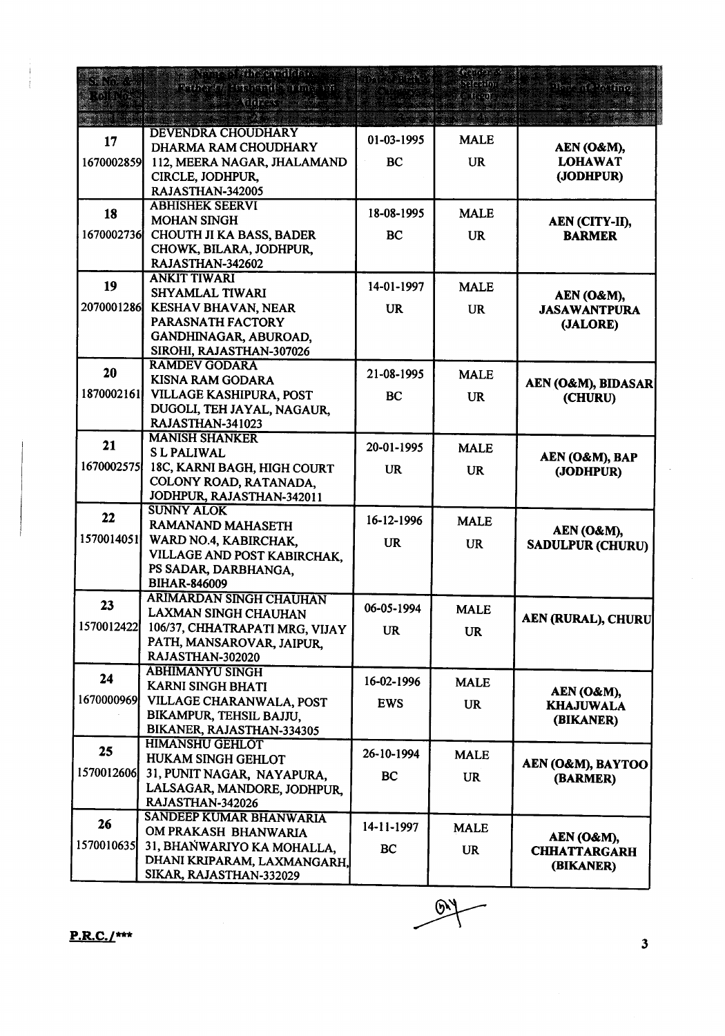| S. No. & Roll No. | Name of the candidate, Father's/ Husband's Name and Address | Date of Birth & Category | Gender & Selection Category | Place of Posting |
|---|---|---|---|---|
| 1 | 2 | 3 | 4 | 5 |
| 17<br>1670002859 | DEVENDRA CHOUDHARY<br>DHARMA RAM CHOUDHARY<br>112, MEERA NAGAR, JHALAMAND CIRCLE, JODHPUR, RAJASTHAN-342005 | 01-03-1995<br>BC | MALE<br>UR | AEN (O&M), LOHAWAT (JODHPUR) |
| 18<br>1670002736 | ABHISHEK SEERVI<br>MOHAN SINGH<br>CHOUTH JI KA BASS, BADER CHOWK, BILARA, JODHPUR, RAJASTHAN-342602 | 18-08-1995<br>BC | MALE<br>UR | AEN (CITY-II), BARMER |
| 19<br>2070001286 | ANKIT TIWARI<br>SHYAMLAL TIWARI<br>KESHAV BHAVAN, NEAR PARASNATH FACTORY GANDHINAGAR, ABUROAD, SIROHI, RAJASTHAN-307026 | 14-01-1997<br>UR | MALE<br>UR | AEN (O&M), JASAWANTPURA (JALORE) |
| 20<br>1870002161 | RAMDEV GODARA<br>KISNA RAM GODARA<br>VILLAGE KASHIPURA, POST DUGOLI, TEH JAYAL, NAGAUR, RAJASTHAN-341023 | 21-08-1995<br>BC | MALE<br>UR | AEN (O&M), BIDASAR (CHURU) |
| 21<br>1670002575 | MANISH SHANKER<br>S L PALIWAL<br>18C, KARNI BAGH, HIGH COURT COLONY ROAD, RATANADA, JODHPUR, RAJASTHAN-342011 | 20-01-1995<br>UR | MALE<br>UR | AEN (O&M), BAP (JODHPUR) |
| 22<br>1570014051 | SUNNY ALOK<br>RAMANAND MAHASETH<br>WARD NO.4, KABIRCHAK, VILLAGE AND POST KABIRCHAK, PS SADAR, DARBHANGA, BIHAR-846009 | 16-12-1996<br>UR | MALE<br>UR | AEN (O&M), SADULPUR (CHURU) |
| 23<br>1570012422 | ARIMARDAN SINGH CHAUHAN<br>LAXMAN SINGH CHAUHAN<br>106/37, CHHATRAPATI MRG, VIJAY PATH, MANSAROVAR, JAIPUR, RAJASTHAN-302020 | 06-05-1994<br>UR | MALE<br>UR | AEN (RURAL), CHURU |
| 24<br>1670000969 | ABHIMANYU SINGH<br>KARNI SINGH BHATI<br>VILLAGE CHARANWALA, POST BIKAMPUR, TEHSIL BAJJU, BIKANER, RAJASTHAN-334305 | 16-02-1996<br>EWS | MALE<br>UR | AEN (O&M), KHAJUWALA (BIKANER) |
| 25<br>1570012606 | HIMANSHU GEHLOT<br>HUKAM SINGH GEHLOT<br>31, PUNIT NAGAR, NAYAPURA, LALSAGAR, MANDORE, JODHPUR, RAJASTHAN-342026 | 26-10-1994<br>BC | MALE<br>UR | AEN (O&M), BAYTOO (BARMER) |
| 26<br>1570010635 | SANDEEP KUMAR BHANWARIA<br>OM PRAKASH BHANWARIA<br>31, BHANWARIYO KA MOHALLA, DHANI KRIPARAM, LAXMANGARH, SIKAR, RAJASTHAN-332029 | 14-11-1997<br>BC | MALE<br>UR | AEN (O&M), CHHATTARGARH (BIKANER) |

**P.R.C./\*\*\***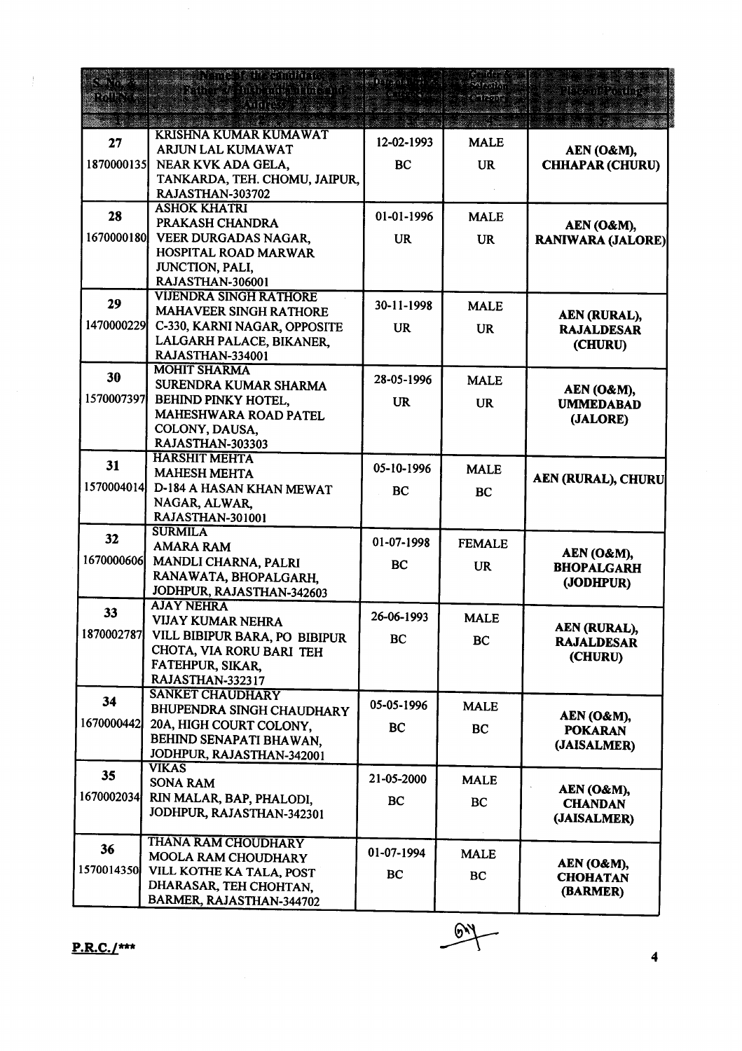| S.No. & Roll No. | Name of the candidate, Father's/Husband's name and Address | Date of Birth & Category | Gender & Selection Category | Place of Posting |
|---|---|---|---|---|
| 1 | 2 | 3 | 4 | 5 |
| 27<br>1870000135 | KRISHNA KUMAR KUMAWAT<br>ARJUN LAL KUMAWAT<br>NEAR KVK ADA GELA, TANKARDA, TEH. CHOMU, JAIPUR, RAJASTHAN-303702 | 12-02-1993<br>BC | MALE<br>UR | AEN (O&M), CHHAPAR (CHURU) |
| 28<br>1670000180 | ASHOK KHATRI<br>PRAKASH CHANDRA<br>VEER DURGADAS NAGAR, HOSPITAL ROAD MARWAR JUNCTION, PALI, RAJASTHAN-306001 | 01-01-1996<br>UR | MALE<br>UR | AEN (O&M), RANIWARA (JALORE) |
| 29<br>1470000229 | VIJENDRA SINGH RATHORE<br>MAHAVEER SINGH RATHORE<br>C-330, KARNI NAGAR, OPPOSITE LALGARH PALACE, BIKANER, RAJASTHAN-334001 | 30-11-1998<br>UR | MALE<br>UR | AEN (RURAL), RAJALDESAR (CHURU) |
| 30<br>1570007397 | MOHIT SHARMA<br>SURENDRA KUMAR SHARMA<br>BEHIND PINKY HOTEL, MAHESHWARA ROAD PATEL COLONY, DAUSA, RAJASTHAN-303303 | 28-05-1996<br>UR | MALE<br>UR | AEN (O&M), UMMEDABAD (JALORE) |
| 31<br>1570004014 | HARSHIT MEHTA<br>MAHESH MEHTA<br>D-184 A HASAN KHAN MEWAT NAGAR, ALWAR, RAJASTHAN-301001 | 05-10-1996<br>BC | MALE<br>BC | AEN (RURAL), CHURU |
| 32<br>1670000606 | SURMILA<br>AMARA RAM<br>MANDLI CHARNA, PALRI RANAWATA, BHOPALGARH, JODHPUR, RAJASTHAN-342603 | 01-07-1998<br>BC | FEMALE<br>UR | AEN (O&M), BHOPALGARH (JODHPUR) |
| 33<br>1870002787 | AJAY NEHRA<br>VIJAY KUMAR NEHRA<br>VILL BIBIPUR BARA, PO BIBIPUR CHOTA, VIA RORU BARI TEH FATEHPUR, SIKAR, RAJASTHAN-332317 | 26-06-1993<br>BC | MALE<br>BC | AEN (RURAL), RAJALDESAR (CHURU) |
| 34<br>1670000442 | SANKET CHAUDHARY<br>BHUPENDRA SINGH CHAUDHARY<br>20A, HIGH COURT COLONY, BEHIND SENAPATI BHAWAN, JODHPUR, RAJASTHAN-342001 | 05-05-1996<br>BC | MALE<br>BC | AEN (O&M), POKARAN (JAISALMER) |
| 35<br>1670002034 | VIKAS<br>SONA RAM<br>RIN MALAR, BAP, PHALODI, JODHPUR, RAJASTHAN-342301 | 21-05-2000<br>BC | MALE<br>BC | AEN (O&M), CHANDAN (JAISALMER) |
| 36<br>1570014350 | THANA RAM CHOUDHARY<br>MOOLA RAM CHOUDHARY<br>VILL KOTHE KA TALA, POST DHARASAR, TEH CHOHTAN, BARMER, RAJASTHAN-344702 | 01-07-1994<br>BC | MALE<br>BC | AEN (O&M), CHOHATAN (BARMER) |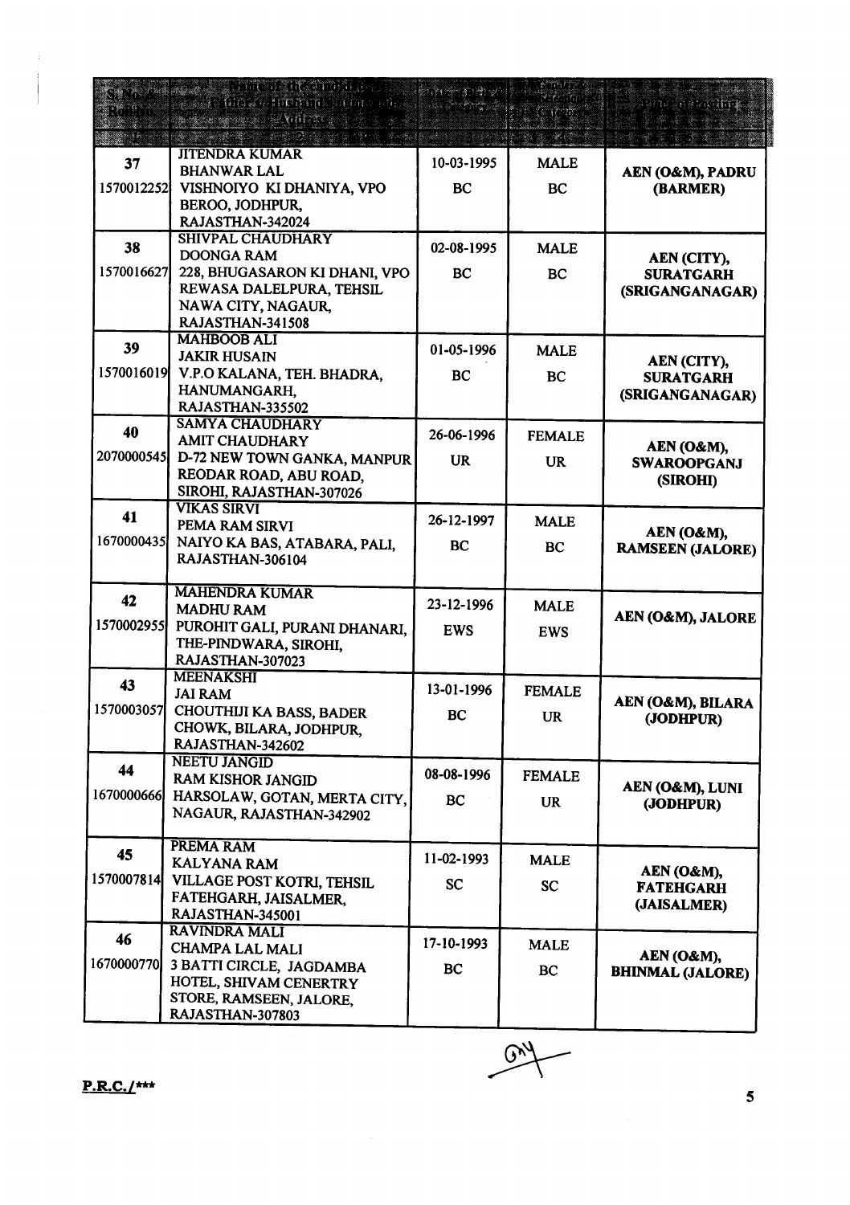| S. No. & Roll No. | Name of the Candidate, Father's/Husband Name & Address | Date of Birth & Category | Gender & Selection Category | Place of Posting |
|---|---|---|---|---|
| 1 | 2 | 3 | 4 | 5 |
| 37<br>1570012252 | JITENDRA KUMAR<br>BHANWAR LAL<br>VISHNOIYO KI DHANIYA, VPO BEROO, JODHPUR, RAJASTHAN-342024 | 10-03-1995<br>BC | MALE<br>BC | AEN (O&M), PADRU (BARMER) |
| 38<br>1570016627 | SHIVPAL CHAUDHARY<br>DOONGA RAM<br>228, BHUGASARON KI DHANI, VPO REWASA DALELPURA, TEHSIL NAWA CITY, NAGAUR, RAJASTHAN-341508 | 02-08-1995<br>BC | MALE<br>BC | AEN (CITY), SURATGARH (SRIGANGANAGAR) |
| 39<br>1570016019 | MAHBOOB ALI<br>JAKIR HUSAIN<br>V.P.O KALANA, TEH. BHADRA, HANUMANGARH, RAJASTHAN-335502 | 01-05-1996<br>BC | MALE<br>BC | AEN (CITY), SURATGARH (SRIGANGANAGAR) |
| 40<br>2070000545 | SAMYA CHAUDHARY<br>AMIT CHAUDHARY<br>D-72 NEW TOWN GANKA, MANPUR REODAR ROAD, ABU ROAD, SIROHI, RAJASTHAN-307026 | 26-06-1996<br>UR | FEMALE<br>UR | AEN (O&M), SWAROOPGANJ (SIROHI) |
| 41<br>1670000435 | VIKAS SIRVI<br>PEMA RAM SIRVI<br>NAIYO KA BAS, ATABARA, PALI, RAJASTHAN-306104 | 26-12-1997<br>BC | MALE<br>BC | AEN (O&M), RAMSEEN (JALORE) |
| 42<br>1570002955 | MAHENDRA KUMAR<br>MADHU RAM<br>PUROHIT GALI, PURANI DHANARI, THE-PINDWARA, SIROHI, RAJASTHAN-307023 | 23-12-1996<br>EWS | MALE<br>EWS | AEN (O&M), JALORE |
| 43<br>1570003057 | MEENAKSHI<br>JAI RAM<br>CHOUTHIJI KA BASS, BADER CHOWK, BILARA, JODHPUR, RAJASTHAN-342602 | 13-01-1996<br>BC | FEMALE<br>UR | AEN (O&M), BILARA (JODHPUR) |
| 44<br>1670000666 | NEETU JANGID<br>RAM KISHOR JANGID<br>HARSOLAW, GOTAN, MERTA CITY, NAGAUR, RAJASTHAN-342902 | 08-08-1996<br>BC | FEMALE<br>UR | AEN (O&M), LUNI (JODHPUR) |
| 45<br>1570007814 | PREMA RAM<br>KALYANA RAM<br>VILLAGE POST KOTRI, TEHSIL FATEHGARH, JAISALMER, RAJASTHAN-345001 | 11-02-1993<br>SC | MALE<br>SC | AEN (O&M), FATEHGARH (JAISALMER) |
| 46<br>1670000770 | RAVINDRA MALI<br>CHAMPA LAL MALI<br>3 BATTI CIRCLE, JAGDAMBA HOTEL, SHIVAM CENERTRY STORE, RAMSEEN, JALORE, RAJASTHAN-307803 | 17-10-1993<br>BC | MALE<br>BC | AEN (O&M), BHINMAL (JALORE) |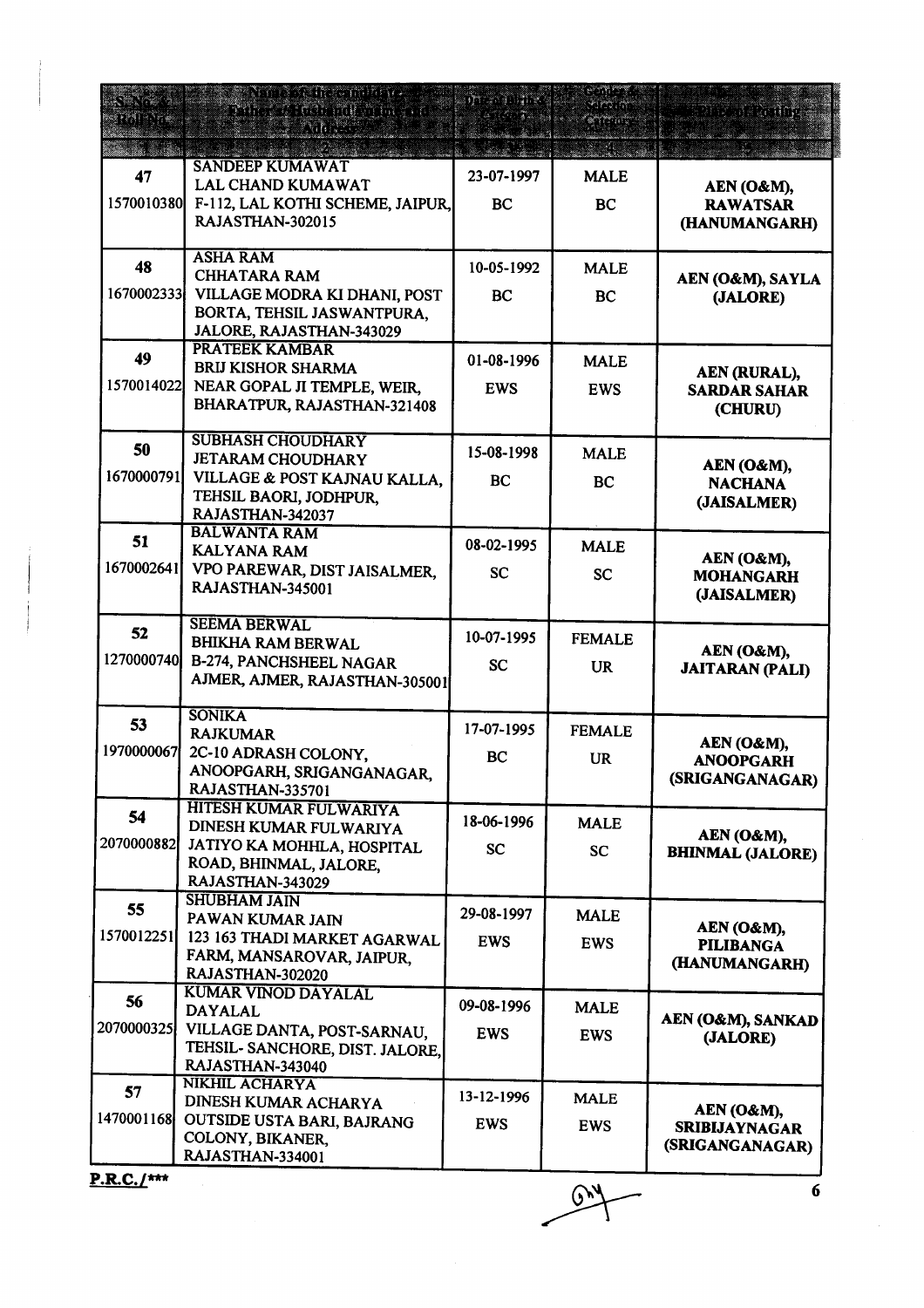| S. No. & Roll No. | Name of the candidate, Father's/Husband Name and Address | Date of Birth & Category | Gender & Selection Category | Place of Posting |
|---|---|---|---|---|
| 1 | 2 | 3 | 4 | 5 |
| 47<br>1570010380 | SANDEEP KUMAWAT<br>LAL CHAND KUMAWAT<br>F-112, LAL KOTHI SCHEME, JAIPUR, RAJASTHAN-302015 | 23-07-1997<br>BC | MALE<br>BC | AEN (O&M), RAWATSAR (HANUMANGARH) |
| 48<br>1670002333 | ASHA RAM<br>CHHATARA RAM<br>VILLAGE MODRA KI DHANI, POST BORTA, TEHSIL JASWANTPURA, JALORE, RAJASTHAN-343029 | 10-05-1992<br>BC | MALE<br>BC | AEN (O&M), SAYLA (JALORE) |
| 49<br>1570014022 | PRATEEK KAMBAR<br>BRIJ KISHOR SHARMA<br>NEAR GOPAL JI TEMPLE, WEIR, BHARATPUR, RAJASTHAN-321408 | 01-08-1996<br>EWS | MALE<br>EWS | AEN (RURAL), SARDAR SAHAR (CHURU) |
| 50<br>1670000791 | SUBHASH CHOUDHARY<br>JETARAM CHOUDHARY<br>VILLAGE & POST KAJNAU KALLA, TEHSIL BAORI, JODHPUR, RAJASTHAN-342037 | 15-08-1998<br>BC | MALE<br>BC | AEN (O&M), NACHANA (JAISALMER) |
| 51<br>1670002641 | BALWANTA RAM<br>KALYANA RAM<br>VPO PAREWAR, DIST JAISALMER, RAJASTHAN-345001 | 08-02-1995<br>SC | MALE<br>SC | AEN (O&M), MOHANGARH (JAISALMER) |
| 52<br>1270000740 | SEEMA BERWAL<br>BHIKHA RAM BERWAL<br>B-274, PANCHSHEEL NAGAR AJMER, AJMER, RAJASTHAN-305001 | 10-07-1995<br>SC | FEMALE<br>UR | AEN (O&M), JAITARAN (PALI) |
| 53<br>1970000067 | SONIKA<br>RAJKUMAR<br>2C-10 ADRASH COLONY, ANOOPGARH, SRIGANGANAGAR, RAJASTHAN-335701 | 17-07-1995<br>BC | FEMALE<br>UR | AEN (O&M), ANOOPGARH (SRIGANGANAGAR) |
| 54<br>2070000882 | HITESH KUMAR FULWARIYA<br>DINESH KUMAR FULWARIYA<br>JATIYO KA MOHHLA, HOSPITAL ROAD, BHINMAL, JALORE, RAJASTHAN-343029 | 18-06-1996<br>SC | MALE<br>SC | AEN (O&M), BHINMAL (JALORE) |
| 55<br>1570012251 | SHUBHAM JAIN<br>PAWAN KUMAR JAIN<br>123 163 THADI MARKET AGARWAL FARM, MANSAROVAR, JAIPUR, RAJASTHAN-302020 | 29-08-1997<br>EWS | MALE<br>EWS | AEN (O&M), PILIBANGA (HANUMANGARH) |
| 56<br>2070000325 | KUMAR VINOD DAYALAL<br>DAYALAL<br>VILLAGE DANTA, POST-SARNAU, TEHSIL- SANCHORE, DIST. JALORE, RAJASTHAN-343040 | 09-08-1996<br>EWS | MALE<br>EWS | AEN (O&M), SANKAD (JALORE) |
| 57<br>1470001168 | NIKHIL ACHARYA<br>DINESH KUMAR ACHARYA<br>OUTSIDE USTA BARI, BAJRANG COLONY, BIKANER, RAJASTHAN-334001 | 13-12-1996<br>EWS | MALE<br>EWS | AEN (O&M), SRIBIJAYNAGAR (SRIGANGANAGAR) |

**P.R.C./*****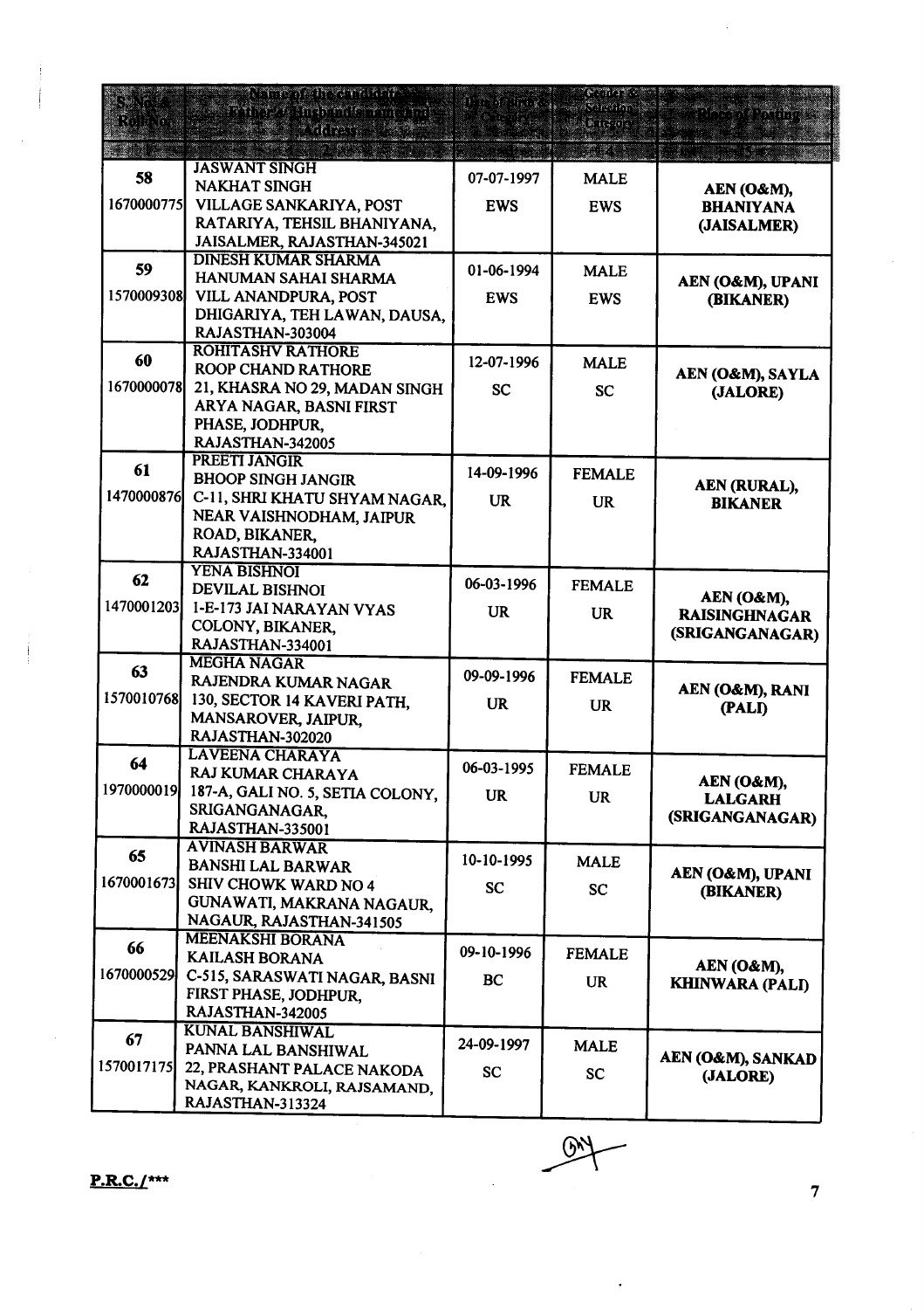| S.No. & Roll No. | Name of the candidate, Father's/Husband's name and Address | Date of Birth & Category | Gender & Selection Category | Place of Posting |
|---|---|---|---|---|
| 1 | 2 | 3 | 4 | 5 |
| 58<br>1670000775 | JASWANT SINGH<br>NAKHAT SINGH<br>VILLAGE SANKARIYA, POST RATARIYA, TEHSIL BHANIYANA, JAISALMER, RAJASTHAN-345021 | 07-07-1997<br>EWS | MALE<br>EWS | AEN (O&M), BHANIYANA (JAISALMER) |
| 59<br>1570009308 | DINESH KUMAR SHARMA<br>HANUMAN SAHAI SHARMA<br>VILL ANANDPURA, POST DHIGARIYA, TEH LAWAN, DAUSA, RAJASTHAN-303004 | 01-06-1994<br>EWS | MALE<br>EWS | AEN (O&M), UPANI (BIKANER) |
| 60<br>1670000078 | ROHITASHV RATHORE<br>ROOP CHAND RATHORE<br>21, KHASRA NO 29, MADAN SINGH ARYA NAGAR, BASNI FIRST PHASE, JODHPUR, RAJASTHAN-342005 | 12-07-1996<br>SC | MALE<br>SC | AEN (O&M), SAYLA (JALORE) |
| 61<br>1470000876 | PREETI JANGIR<br>BHOOP SINGH JANGIR<br>C-11, SHRI KHATU SHYAM NAGAR, NEAR VAISHNODHAM, JAIPUR ROAD, BIKANER, RAJASTHAN-334001 | 14-09-1996<br>UR | FEMALE<br>UR | AEN (RURAL), BIKANER |
| 62<br>1470001203 | YENA BISHNOI<br>DEVILAL BISHNOI<br>1-E-173 JAI NARAYAN VYAS COLONY, BIKANER, RAJASTHAN-334001 | 06-03-1996<br>UR | FEMALE<br>UR | AEN (O&M), RAISINGHNAGAR (SRIGANGANAGAR) |
| 63<br>1570010768 | MEGHA NAGAR<br>RAJENDRA KUMAR NAGAR<br>130, SECTOR 14 KAVERI PATH, MANSAROVER, JAIPUR, RAJASTHAN-302020 | 09-09-1996<br>UR | FEMALE<br>UR | AEN (O&M), RANI (PALI) |
| 64<br>1970000019 | LAVEENA CHARAYA<br>RAJ KUMAR CHARAYA<br>187-A, GALI NO. 5, SETIA COLONY, SRIGANGANAGAR, RAJASTHAN-335001 | 06-03-1995<br>UR | FEMALE<br>UR | AEN (O&M), LALGARH (SRIGANGANAGAR) |
| 65<br>1670001673 | AVINASH BARWAR<br>BANSHI LAL BARWAR<br>SHIV CHOWK WARD NO 4 GUNAWATI, MAKRANA NAGAUR, NAGAUR, RAJASTHAN-341505 | 10-10-1995<br>SC | MALE<br>SC | AEN (O&M), UPANI (BIKANER) |
| 66<br>1670000529 | MEENAKSHI BORANA<br>KAILASH BORANA<br>C-515, SARASWATI NAGAR, BASNI FIRST PHASE, JODHPUR, RAJASTHAN-342005 | 09-10-1996<br>BC | FEMALE<br>UR | AEN (O&M), KHINWARA (PALI) |
| 67<br>1570017175 | KUNAL BANSHIWAL<br>PANNA LAL BANSHIWAL<br>22, PRASHANT PALACE NAKODA NAGAR, KANKROLI, RAJSAMAND, RAJASTHAN-313324 | 24-09-1997<br>SC | MALE<br>SC | AEN (O&M), SANKAD (JALORE) |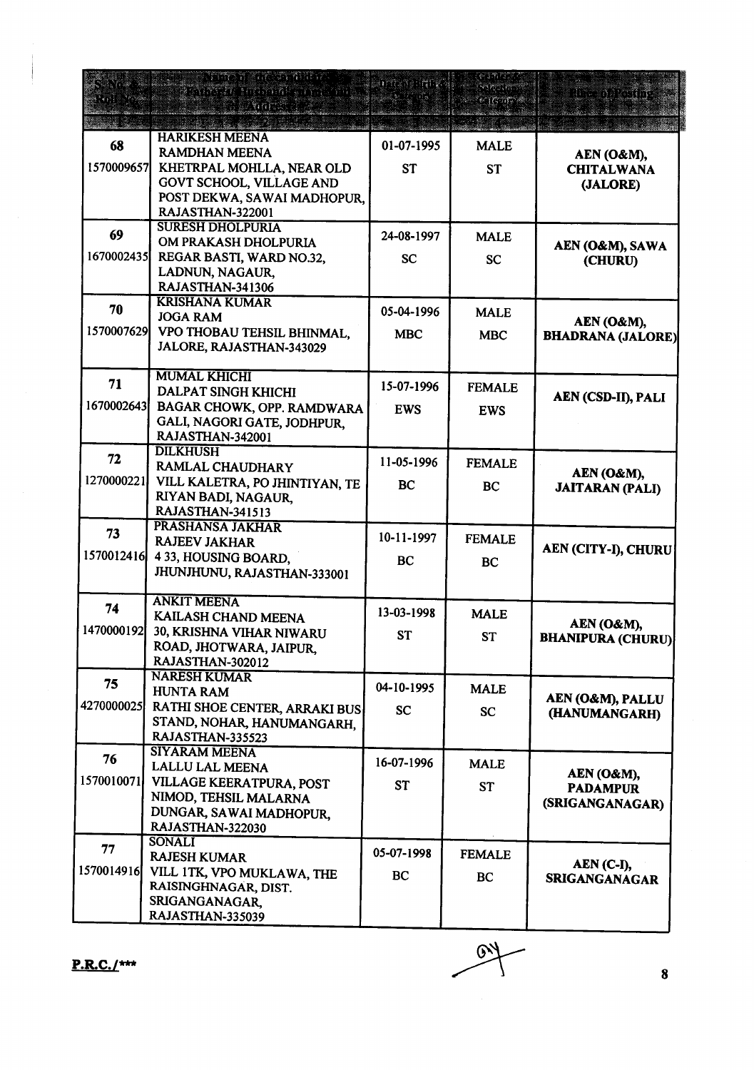| S. No. & Roll No. | Name of the Candidate Father's/Husband's name and Address | Date of Birth & Category | Gender & Selection Category | Place of Posting |
|---|---|---|---|---|
| 1 | 2 | 3 | 4 | 5 |
| 68<br>1570009657 | HARIKESH MEENA<br>RAMDHAN MEENA<br>KHETRPAL MOHLLA, NEAR OLD GOVT SCHOOL, VILLAGE AND POST DEKWA, SAWAI MADHOPUR, RAJASTHAN-322001 | 01-07-1995<br>ST | MALE<br>ST | AEN (O&M), CHITALWANA (JALORE) |
| 69<br>1670002435 | SURESH DHOLPURIA<br>OM PRAKASH DHOLPURIA<br>REGAR BASTI, WARD NO.32, LADNUN, NAGAUR, RAJASTHAN-341306 | 24-08-1997<br>SC | MALE<br>SC | AEN (O&M), SAWA (CHURU) |
| 70<br>1570007629 | KRISHANA KUMAR<br>JOGA RAM<br>VPO THOBAU TEHSIL BHINMAL, JALORE, RAJASTHAN-343029 | 05-04-1996<br>MBC | MALE<br>MBC | AEN (O&M), BHADRANA (JALORE) |
| 71<br>1670002643 | MUMAL KHICHI<br>DALPAT SINGH KHICHI<br>BAGAR CHOWK, OPP. RAMDWARA GALI, NAGORI GATE, JODHPUR, RAJASTHAN-342001 | 15-07-1996<br>EWS | FEMALE<br>EWS | AEN (CSD-II), PALI |
| 72<br>1270000221 | DILKHUSH<br>RAMLAL CHAUDHARY<br>VILL KALETRA, PO JHINTIYAN, TE RIYAN BADI, NAGAUR, RAJASTHAN-341513 | 11-05-1996<br>BC | FEMALE<br>BC | AEN (O&M), JAITARAN (PALI) |
| 73<br>1570012416 | PRASHANSA JAKHAR<br>RAJEEV JAKHAR<br>4 33, HOUSING BOARD, JHUNJHUNU, RAJASTHAN-333001 | 10-11-1997<br>BC | FEMALE<br>BC | AEN (CITY-I), CHURU |
| 74<br>1470000192 | ANKIT MEENA<br>KAILASH CHAND MEENA<br>30, KRISHNA VIHAR NIWARU ROAD, JHOTWARA, JAIPUR, RAJASTHAN-302012 | 13-03-1998<br>ST | MALE<br>ST | AEN (O&M), BHANIPURA (CHURU) |
| 75<br>4270000025 | NARESH KUMAR<br>HUNTA RAM<br>RATHI SHOE CENTER, ARRAKI BUS STAND, NOHAR, HANUMANGARH, RAJASTHAN-335523 | 04-10-1995<br>SC | MALE<br>SC | AEN (O&M), PALLU (HANUMANGARH) |
| 76<br>1570010071 | SIYARAM MEENA<br>LALLU LAL MEENA<br>VILLAGE KEERATPURA, POST NIMOD, TEHSIL MALARNA DUNGAR, SAWAI MADHOPUR, RAJASTHAN-322030 | 16-07-1996<br>ST | MALE<br>ST | AEN (O&M), PADAMPUR (SRIGANGANAGAR) |
| 77<br>1570014916 | SONALI<br>RAJESH KUMAR<br>VILL 1TK, VPO MUKLAWA, THE RAISINGHNAGAR, DIST. SRIGANGANAGAR, RAJASTHAN-335039 | 05-07-1998<br>BC | FEMALE<br>BC | AEN (C-I), SRIGANGANAGAR |

**P.R.C./*****